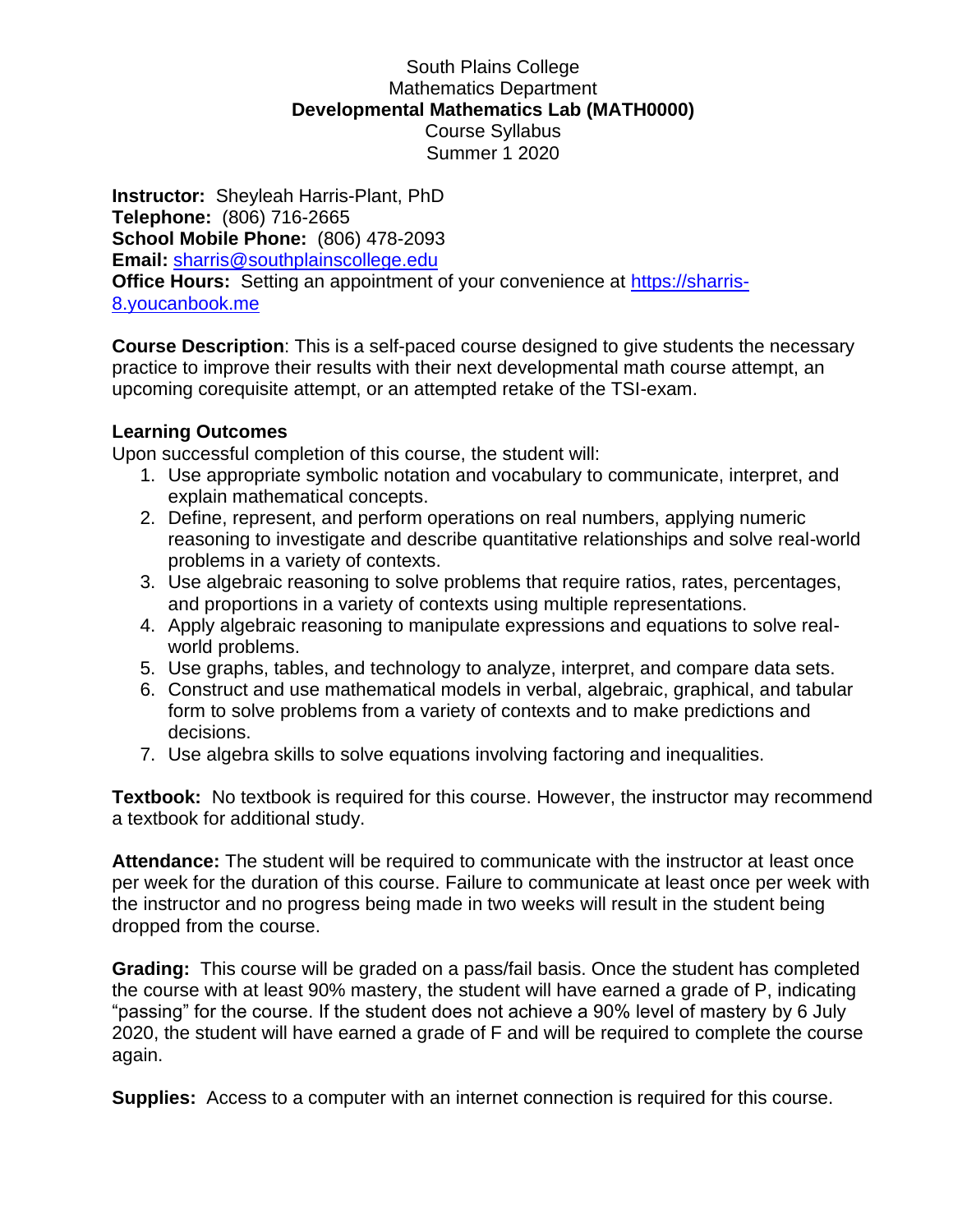# South Plains College
## Mathematics Department
## **Developmental Mathematics Lab (MATH0000)**
### Course Syllabus
### Summer 1 2020

**Instructor:** Sheyleah Harris-Plant, PhD
**Telephone:** (806) 716-2665
**School Mobile Phone:** (806) 478-2093
**Email:** [sharris@southplainscollege.edu](mailto:sharris@southplainscollege.edu)
**Office Hours:** Setting an appointment of your convenience at [https://sharris-8.youcanbook.me](https://sharris-8.youcanbook.me)

**Course Description**: This is a self-paced course designed to give students the necessary practice to improve their results with their next developmental math course attempt, an upcoming corequisite attempt, or an attempted retake of the TSI-exam.

**Learning Outcomes**

Upon successful completion of this course, the student will:

1. Use appropriate symbolic notation and vocabulary to communicate, interpret, and explain mathematical concepts.
2. Define, represent, and perform operations on real numbers, applying numeric reasoning to investigate and describe quantitative relationships and solve real-world problems in a variety of contexts.
3. Use algebraic reasoning to solve problems that require ratios, rates, percentages, and proportions in a variety of contexts using multiple representations.
4. Apply algebraic reasoning to manipulate expressions and equations to solve real-world problems.
5. Use graphs, tables, and technology to analyze, interpret, and compare data sets.
6. Construct and use mathematical models in verbal, algebraic, graphical, and tabular form to solve problems from a variety of contexts and to make predictions and decisions.
7. Use algebra skills to solve equations involving factoring and inequalities.

**Textbook:** No textbook is required for this course. However, the instructor may recommend a textbook for additional study.

**Attendance:** The student will be required to communicate with the instructor at least once per week for the duration of this course. Failure to communicate at least once per week with the instructor and no progress being made in two weeks will result in the student being dropped from the course.

**Grading:** This course will be graded on a pass/fail basis. Once the student has completed the course with at least 90% mastery, the student will have earned a grade of P, indicating "passing" for the course. If the student does not achieve a 90% level of mastery by 6 July 2020, the student will have earned a grade of F and will be required to complete the course again.

**Supplies:** Access to a computer with an internet connection is required for this course.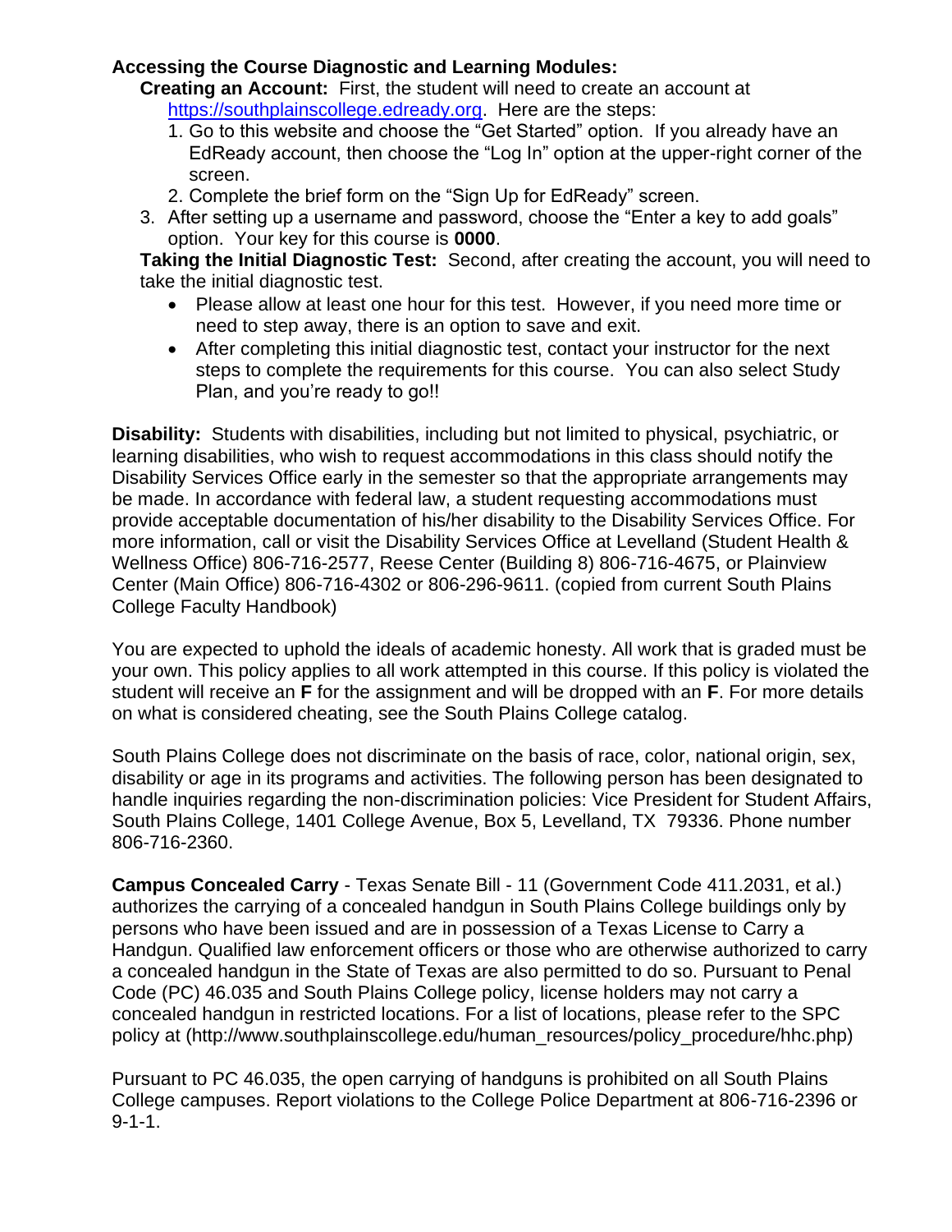**Accessing the Course Diagnostic and Learning Modules:**

**Creating an Account:** First, the student will need to create an account at https://southplainscollege.edready.org. Here are the steps:

1. Go to this website and choose the "Get Started" option. If you already have an EdReady account, then choose the "Log In" option at the upper-right corner of the screen.
2. Complete the brief form on the "Sign Up for EdReady" screen.
3. After setting up a username and password, choose the "Enter a key to add goals" option. Your key for this course is **0000**.

**Taking the Initial Diagnostic Test:** Second, after creating the account, you will need to take the initial diagnostic test.

- Please allow at least one hour for this test. However, if you need more time or need to step away, there is an option to save and exit.
- After completing this initial diagnostic test, contact your instructor for the next steps to complete the requirements for this course. You can also select Study Plan, and you're ready to go!!

**Disability:** Students with disabilities, including but not limited to physical, psychiatric, or learning disabilities, who wish to request accommodations in this class should notify the Disability Services Office early in the semester so that the appropriate arrangements may be made. In accordance with federal law, a student requesting accommodations must provide acceptable documentation of his/her disability to the Disability Services Office. For more information, call or visit the Disability Services Office at Levelland (Student Health & Wellness Office) 806-716-2577, Reese Center (Building 8) 806-716-4675, or Plainview Center (Main Office) 806-716-4302 or 806-296-9611. (copied from current South Plains College Faculty Handbook)

You are expected to uphold the ideals of academic honesty. All work that is graded must be your own. This policy applies to all work attempted in this course. If this policy is violated the student will receive an **F** for the assignment and will be dropped with an **F**. For more details on what is considered cheating, see the South Plains College catalog.

South Plains College does not discriminate on the basis of race, color, national origin, sex, disability or age in its programs and activities. The following person has been designated to handle inquiries regarding the non-discrimination policies: Vice President for Student Affairs, South Plains College, 1401 College Avenue, Box 5, Levelland, TX 79336. Phone number 806-716-2360.

**Campus Concealed Carry** - Texas Senate Bill - 11 (Government Code 411.2031, et al.) authorizes the carrying of a concealed handgun in South Plains College buildings only by persons who have been issued and are in possession of a Texas License to Carry a Handgun. Qualified law enforcement officers or those who are otherwise authorized to carry a concealed handgun in the State of Texas are also permitted to do so. Pursuant to Penal Code (PC) 46.035 and South Plains College policy, license holders may not carry a concealed handgun in restricted locations. For a list of locations, please refer to the SPC policy at (http://www.southplainscollege.edu/human_resources/policy_procedure/hhc.php)

Pursuant to PC 46.035, the open carrying of handguns is prohibited on all South Plains College campuses. Report violations to the College Police Department at 806-716-2396 or 9-1-1.